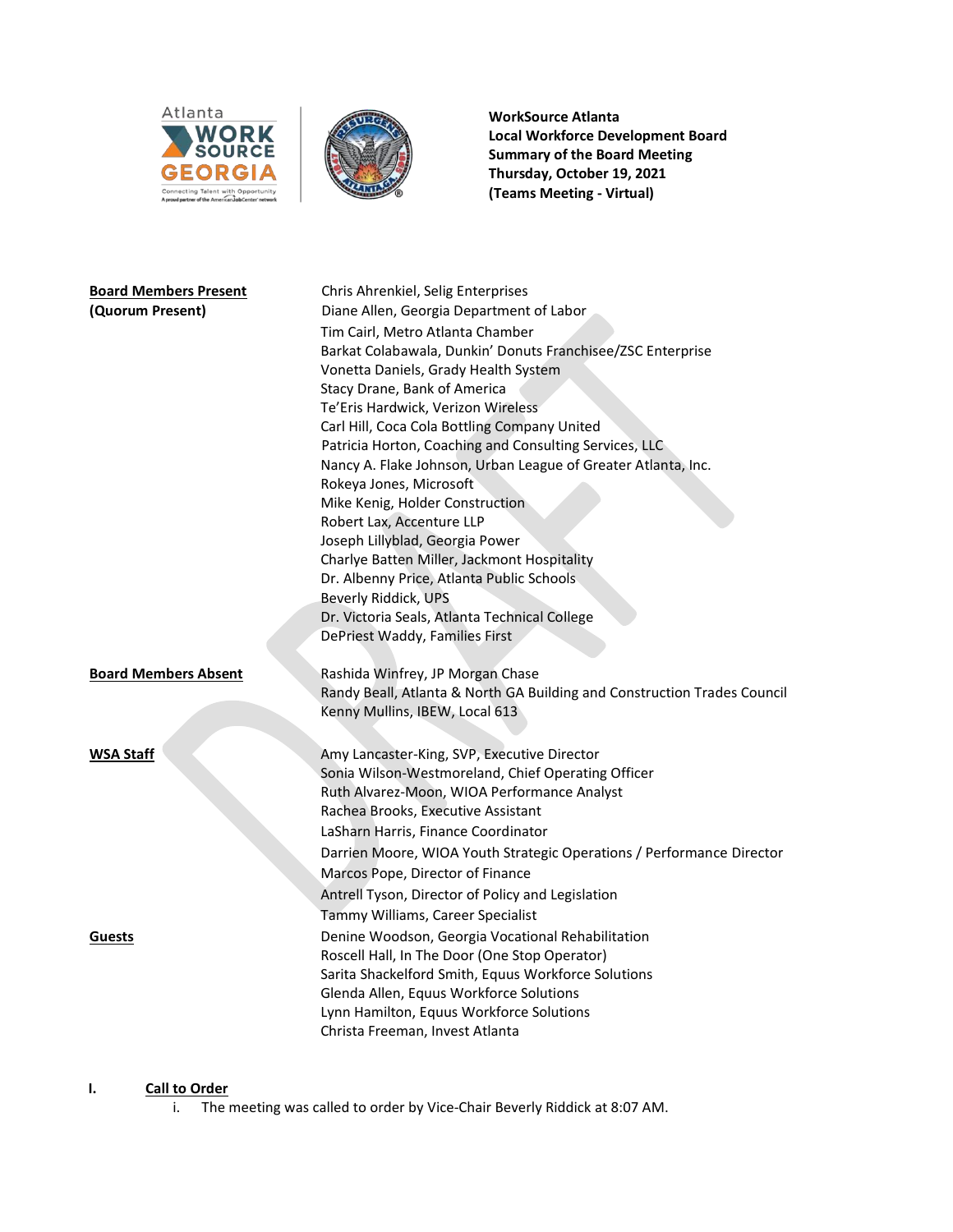**WorkSource Atlanta**
**Local Workforce Development Board**
**Summary of the Board Meeting**
**Thursday, October 19, 2021**
**(Teams Meeting - Virtual)**

**Board Members Present**
**(Quorum Present)**

Chris Ahrenkiel, Selig Enterprises
Diane Allen, Georgia Department of Labor
Tim Cairl, Metro Atlanta Chamber
Barkat Colabawala, Dunkin' Donuts Franchisee/ZSC Enterprise
Vonetta Daniels, Grady Health System
Stacy Drane, Bank of America
Te'Eris Hardwick, Verizon Wireless
Carl Hill, Coca Cola Bottling Company United
Patricia Horton, Coaching and Consulting Services, LLC
Nancy A. Flake Johnson, Urban League of Greater Atlanta, Inc.
Rokeya Jones, Microsoft
Mike Kenig, Holder Construction
Robert Lax, Accenture LLP
Joseph Lillyblad, Georgia Power
Charlye Batten Miller, Jackmont Hospitality
Dr. Albenny Price, Atlanta Public Schools
Beverly Riddick, UPS
Dr. Victoria Seals, Atlanta Technical College
DePriest Waddy, Families First

**Board Members Absent**

Rashida Winfrey, JP Morgan Chase
Randy Beall, Atlanta & North GA Building and Construction Trades Council
Kenny Mullins, IBEW, Local 613

**WSA Staff**

Amy Lancaster-King, SVP, Executive Director
Sonia Wilson-Westmoreland, Chief Operating Officer
Ruth Alvarez-Moon, WIOA Performance Analyst
Rachea Brooks, Executive Assistant
LaSharn Harris, Finance Coordinator
Darrien Moore, WIOA Youth Strategic Operations / Performance Director
Marcos Pope, Director of Finance
Antrell Tyson, Director of Policy and Legislation
Tammy Williams, Career Specialist

**Guests**

Denine Woodson, Georgia Vocational Rehabilitation
Roscell Hall, In The Door (One Stop Operator)
Sarita Shackelford Smith, Equus Workforce Solutions
Glenda Allen, Equus Workforce Solutions
Lynn Hamilton, Equus Workforce Solutions
Christa Freeman, Invest Atlanta

## I. Call to Order

i. The meeting was called to order by Vice-Chair Beverly Riddick at 8:07 AM.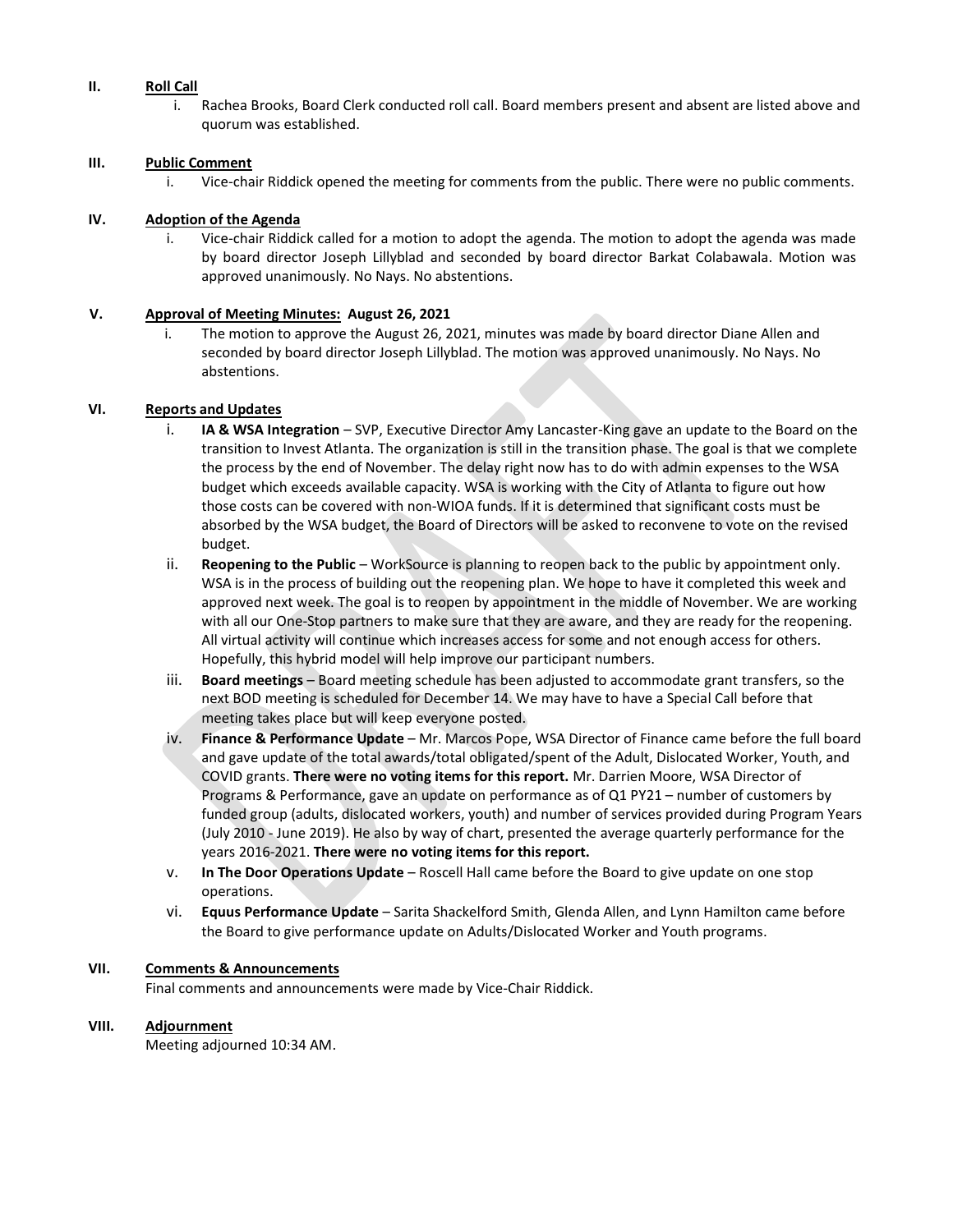## II. Roll Call

i. Rachea Brooks, Board Clerk conducted roll call. Board members present and absent are listed above and quorum was established.

## III. Public Comment

i. Vice-chair Riddick opened the meeting for comments from the public. There were no public comments.

## IV. Adoption of the Agenda

i. Vice-chair Riddick called for a motion to adopt the agenda. The motion to adopt the agenda was made by board director Joseph Lillyblad and seconded by board director Barkat Colabawala. Motion was approved unanimously. No Nays. No abstentions.

## V. Approval of Meeting Minutes: August 26, 2021

i. The motion to approve the August 26, 2021, minutes was made by board director Diane Allen and seconded by board director Joseph Lillyblad. The motion was approved unanimously. No Nays. No abstentions.

## VI. Reports and Updates

i. **IA & WSA Integration** – SVP, Executive Director Amy Lancaster-King gave an update to the Board on the transition to Invest Atlanta. The organization is still in the transition phase. The goal is that we complete the process by the end of November. The delay right now has to do with admin expenses to the WSA budget which exceeds available capacity. WSA is working with the City of Atlanta to figure out how those costs can be covered with non-WIOA funds. If it is determined that significant costs must be absorbed by the WSA budget, the Board of Directors will be asked to reconvene to vote on the revised budget.

ii. **Reopening to the Public** – WorkSource is planning to reopen back to the public by appointment only. WSA is in the process of building out the reopening plan. We hope to have it completed this week and approved next week. The goal is to reopen by appointment in the middle of November. We are working with all our One-Stop partners to make sure that they are aware, and they are ready for the reopening. All virtual activity will continue which increases access for some and not enough access for others. Hopefully, this hybrid model will help improve our participant numbers.

iii. **Board meetings** – Board meeting schedule has been adjusted to accommodate grant transfers, so the next BOD meeting is scheduled for December 14. We may have to have a Special Call before that meeting takes place but will keep everyone posted.

iv. **Finance & Performance Update** – Mr. Marcos Pope, WSA Director of Finance came before the full board and gave update of the total awards/total obligated/spent of the Adult, Dislocated Worker, Youth, and COVID grants. **There were no voting items for this report.** Mr. Darrien Moore, WSA Director of Programs & Performance, gave an update on performance as of Q1 PY21 – number of customers by funded group (adults, dislocated workers, youth) and number of services provided during Program Years (July 2010 - June 2019). He also by way of chart, presented the average quarterly performance for the years 2016-2021. **There were no voting items for this report.**

v. **In The Door Operations Update** – Roscell Hall came before the Board to give update on one stop operations.

vi. **Equus Performance Update** – Sarita Shackelford Smith, Glenda Allen, and Lynn Hamilton came before the Board to give performance update on Adults/Dislocated Worker and Youth programs.

## VII. Comments & Announcements

Final comments and announcements were made by Vice-Chair Riddick.

## VIII. Adjournment

Meeting adjourned 10:34 AM.